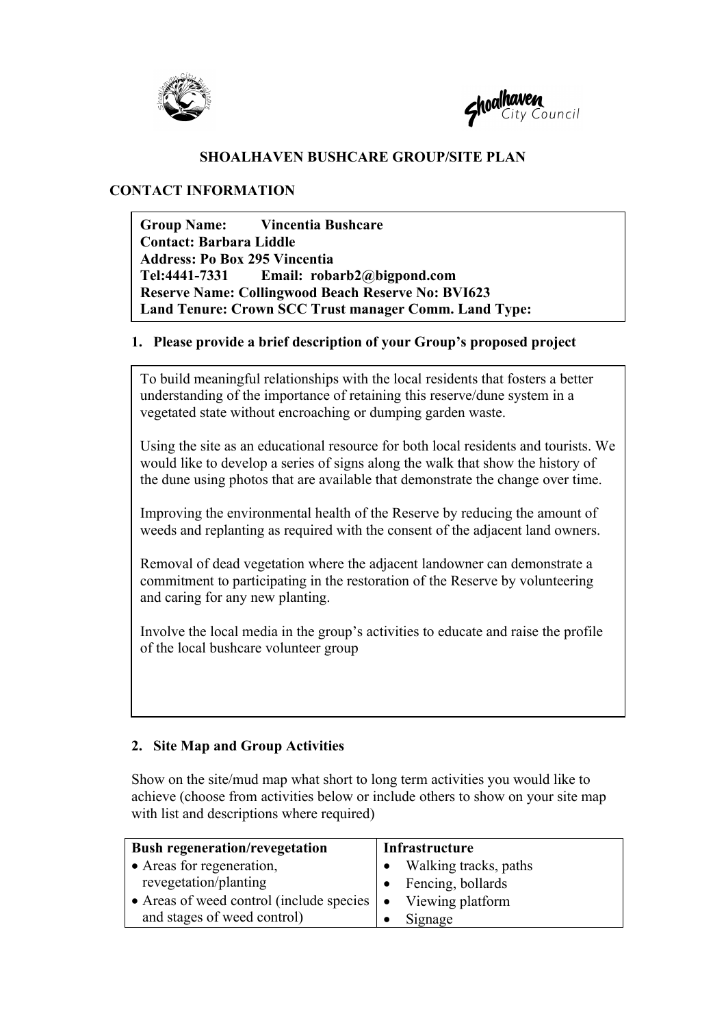# SHOALHAVEN BUSHCARE GROUP/SITE PLAN

## CONTACT INFORMATION

**Group Name: Vincentia Bushcare**
**Contact: Barbara Liddle**
**Address: Po Box 295 Vincentia**
**Tel:4441-7331 Email: robarb2@bigpond.com**
**Reserve Name: Collingwood Beach Reserve No: BVI623**
**Land Tenure: Crown SCC Trust manager Comm. Land Type:**

### 1. Please provide a brief description of your Group's proposed project

To build meaningful relationships with the local residents that fosters a better understanding of the importance of retaining this reserve/dune system in a vegetated state without encroaching or dumping garden waste.

Using the site as an educational resource for both local residents and tourists. We would like to develop a series of signs along the walk that show the history of the dune using photos that are available that demonstrate the change over time.

Improving the environmental health of the Reserve by reducing the amount of weeds and replanting as required with the consent of the adjacent land owners.

Removal of dead vegetation where the adjacent landowner can demonstrate a commitment to participating in the restoration of the Reserve by volunteering and caring for any new planting.

Involve the local media in the group's activities to educate and raise the profile of the local bushcare volunteer group

### 2. Site Map and Group Activities

Show on the site/mud map what short to long term activities you would like to achieve (choose from activities below or include others to show on your site map with list and descriptions where required)

| Bush regeneration/revegetation | Infrastructure |
|---|---|
| • Areas for regeneration, revegetation/planting<br>• Areas of weed control (include species and stages of weed control) | • Walking tracks, paths<br>• Fencing, bollards<br>• Viewing platform<br>• Signage |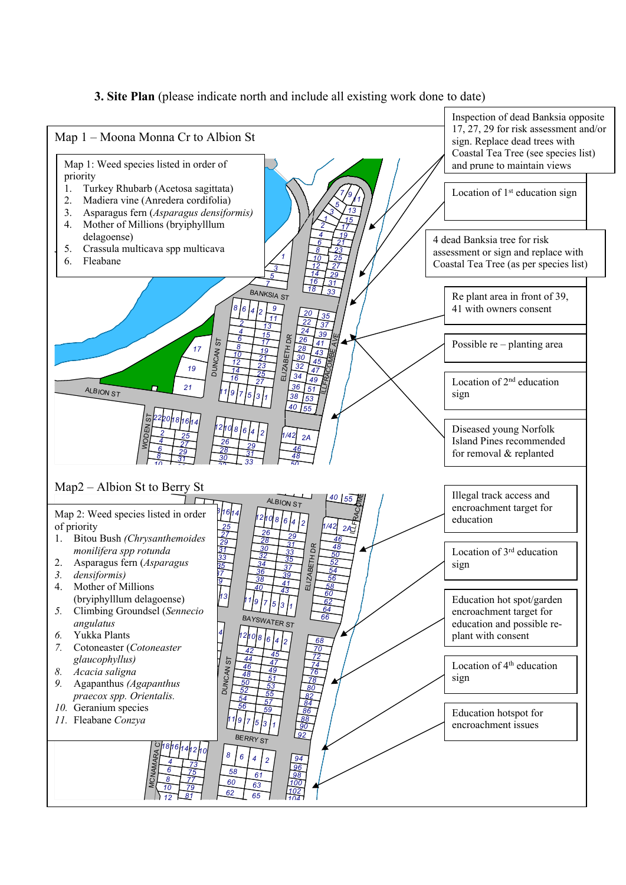**3. Site Plan** (please indicate north and include all existing work done to date)

## Map 1 – Moona Monna Cr to Albion St

Map 1: Weed species listed in order of priority

1. Turkey Rhubarb (Acetosa sagittata)
2. Madiera vine (Anredera cordifolia)
3. Asparagus fern (*Asparagus densiformis)*
4. Mother of Millions (bryiphylllum delagoense)
5. Crassula multicava spp multicava
6. Fleabane

Inspection of dead Banksia opposite 17, 27, 29 for risk assessment and/or sign. Replace dead trees with Coastal Tea Tree (see species list) and prune to maintain views

Location of 1[st] education sign

4 dead Banksia tree for risk assessment or sign and replace with Coastal Tea Tree (as per species list)

Re plant area in front of 39, 41 with owners consent

Possible re – planting area

Location of 2[nd] education sign

Diseased young Norfolk Island Pines recommended for removal & replanted

## Map2 – Albion St to Berry St

Map 2: Weed species listed in order of priority

1. Bitou Bush *(Chrysanthemoides monilifera spp rotunda*
2. Asparagus fern (*Asparagus*
3. *densiformis)*
4. Mother of Millions (bryiphylllum delagoense)
5. Climbing Groundsel (*Sennecio angulatus*
6. Yukka Plants
7. Cotoneaster (*Cotoneaster glaucophyllus)*
8. *Acacia saligna*
9. Agapanthus *(Agapanthus praecox spp. Orientalis.*
10. Geranium species
11. Fleabane *Conzya*

Illegal track access and encroachment target for education

Location of 3[rd] education sign

Education hot spot/garden encroachment target for education and possible re-plant with consent

Location of 4[th] education sign

Education hotspot for encroachment issues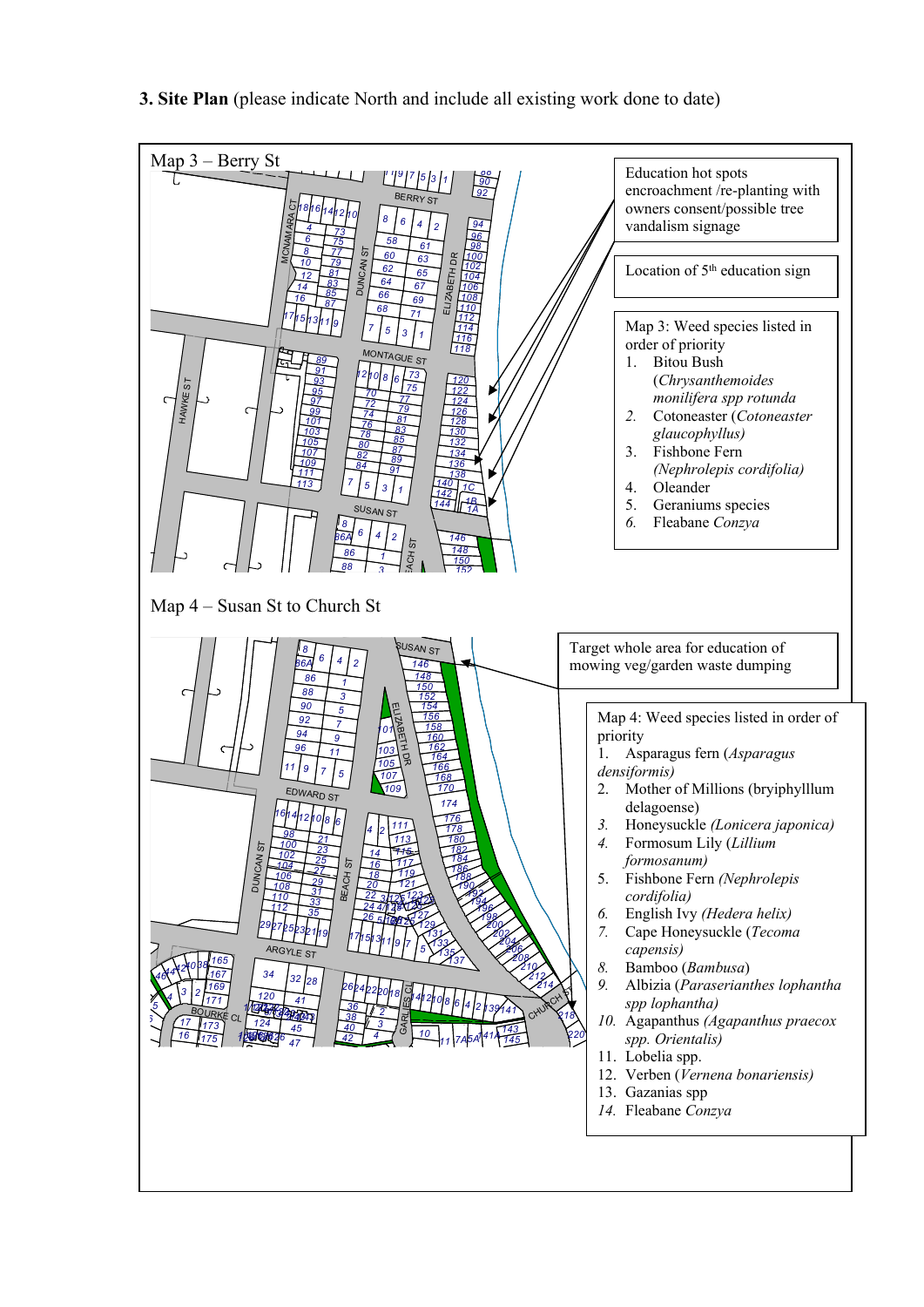**3. Site Plan** (please indicate North and include all existing work done to date)

Map 3 – Berry St

Education hot spots encroachment /re-planting with owners consent/possible tree vandalism signage

Location of 5th education sign

Map 3: Weed species listed in order of priority

1. Bitou Bush (*Chrysanthemoides monilifera spp rotunda*
2. Cotoneaster (*Cotoneaster glaucophyllus)*
3. Fishbone Fern *(Nephrolepis cordifolia)*
4. Oleander
5. Geraniums species
6. Fleabane *Conzya*

Map 4 – Susan St to Church St

Target whole area for education of mowing veg/garden waste dumping

Map 4: Weed species listed in order of priority

1. Asparagus fern (*Asparagus densiformis)*
2. Mother of Millions (bryiphylllum delagoense)
3. Honeysuckle *(Lonicera japonica)*
4. Formosum Lily (*Lillium formosanum)*
5. Fishbone Fern *(Nephrolepis cordifolia)*
6. English Ivy *(Hedera helix)*
7. Cape Honeysuckle (*Tecoma capensis)*
8. Bamboo (*Bambusa*)
9. Albizia (*Paraserianthes lophantha spp lophantha)*
10. Agapanthus *(Agapanthus praecox spp. Orientalis)*
11. Lobelia spp.
12. Verben (*Vernena bonariensis)*
13. Gazanias spp
14. Fleabane *Conzya*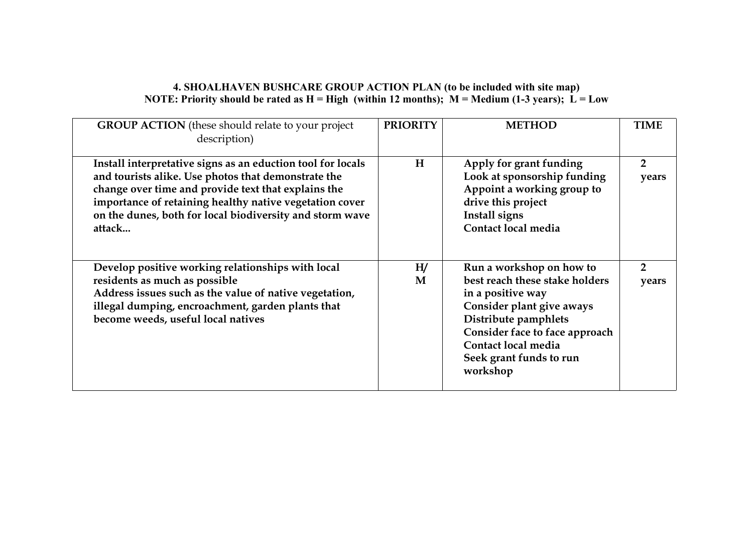**4. SHOALHAVEN BUSHCARE GROUP ACTION PLAN (to be included with site map)**
**NOTE: Priority should be rated as H = High (within 12 months); M = Medium (1-3 years); L = Low**

| **GROUP ACTION** (these should relate to your project description) | **PRIORITY** | **METHOD** | **TIME** |
|---|---|---|---|
| **Install interpretative signs as an eduction tool for locals and tourists alike. Use photos that demonstrate the change over time and provide text that explains the importance of retaining healthy native vegetation cover on the dunes, both for local biodiversity and storm wave attack...** | **H** | **Apply for grant funding**<br>**Look at sponsorship funding**<br>**Appoint a working group to drive this project**<br>**Install signs**<br>**Contact local media** | **2 years** |
| **Develop positive working relationships with local residents as much as possible**<br>**Address issues such as the value of native vegetation, illegal dumping, encroachment, garden plants that become weeds, useful local natives** | **H/ M** | **Run a workshop on how to best reach these stake holders in a positive way**<br>**Consider plant give aways**<br>**Distribute pamphlets**<br>**Consider face to face approach**<br>**Contact local media**<br>**Seek grant funds to run workshop** | **2 years** |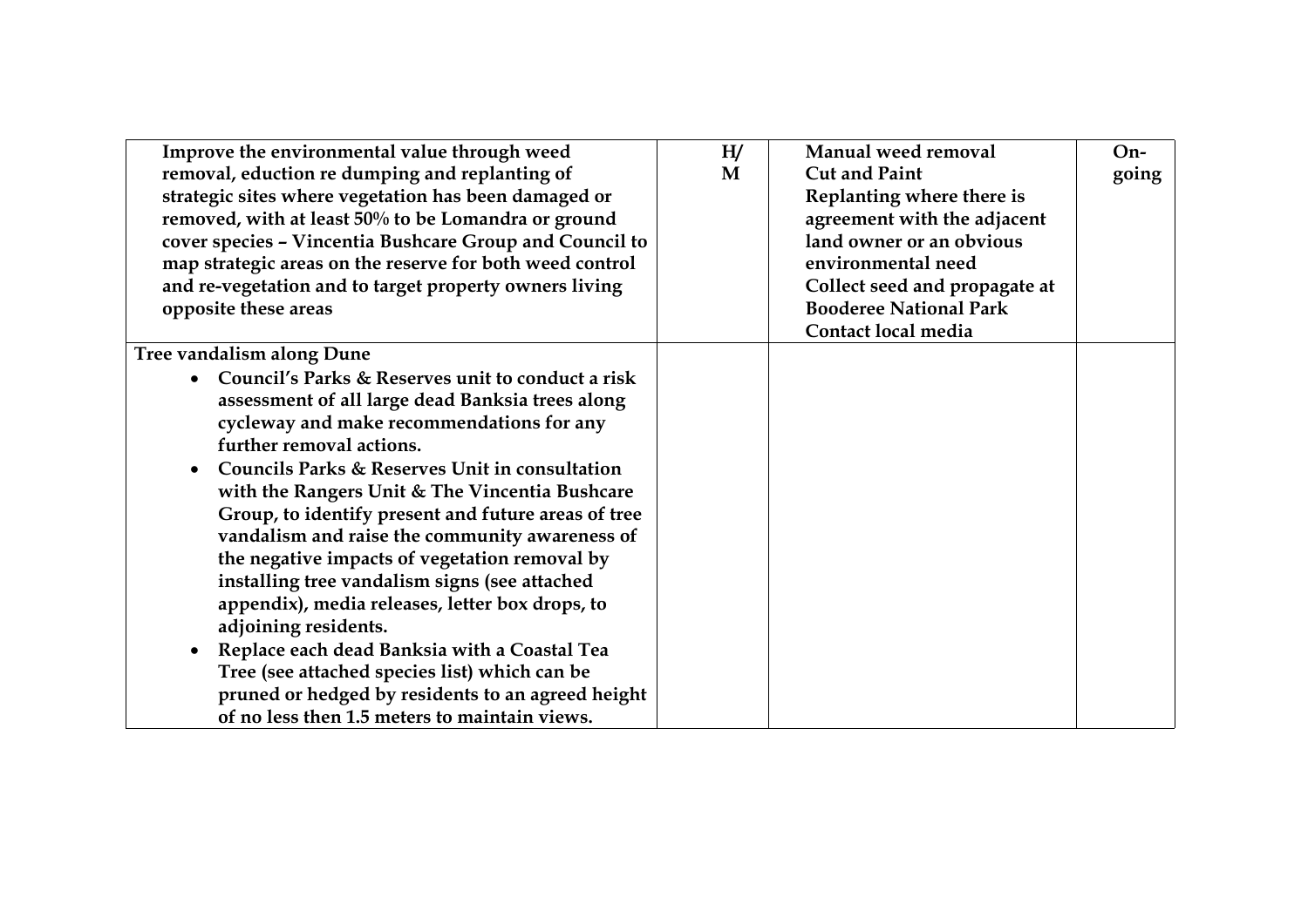| | | | |
|---|---|---|---|
| **Improve the environmental value through weed removal, eduction re dumping and replanting of strategic sites where vegetation has been damaged or removed, with at least 50% to be Lomandra or ground cover species – Vincentia Bushcare Group and Council to map strategic areas on the reserve for both weed control and re-vegetation and to target property owners living opposite these areas** | **H/ M** | **Manual weed removal**<br>**Cut and Paint**<br>**Replanting where there is agreement with the adjacent land owner or an obvious environmental need**<br>**Collect seed and propagate at Booderee National Park**<br>**Contact local media** | **On-going** |
| **Tree vandalism along Dune**<br>• **Council's Parks & Reserves unit to conduct a risk assessment of all large dead Banksia trees along cycleway and make recommendations for any further removal actions.**<br>• **Councils Parks & Reserves Unit in consultation with the Rangers Unit & The Vincentia Bushcare Group, to identify present and future areas of tree vandalism and raise the community awareness of the negative impacts of vegetation removal by installing tree vandalism signs (see attached appendix), media releases, letter box drops, to adjoining residents.**<br>• **Replace each dead Banksia with a Coastal Tea Tree (see attached species list) which can be pruned or hedged by residents to an agreed height of no less then 1.5 meters to maintain views.** | | | |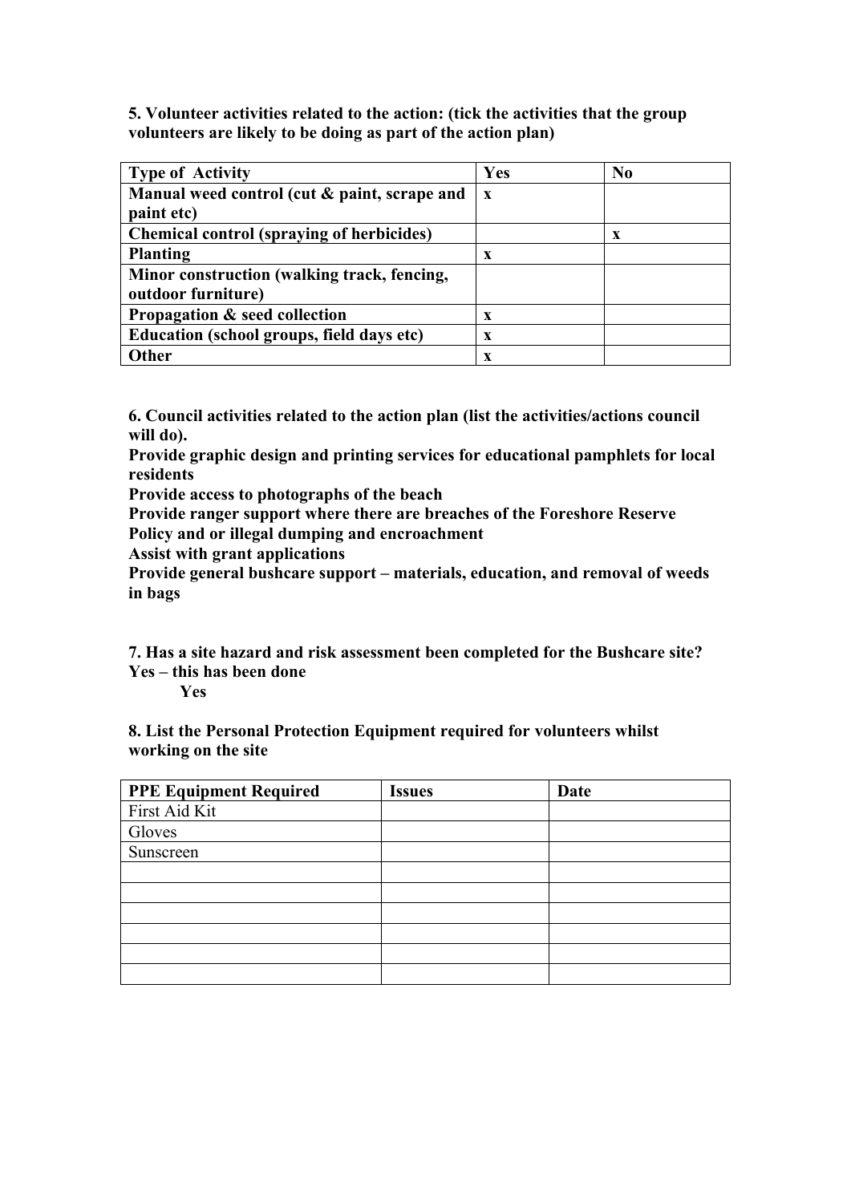**5. Volunteer activities related to the action: (tick the activities that the group volunteers are likely to be doing as part of the action plan)**

| Type of Activity | Yes | No |
|---|---|---|
| **Manual weed control (cut & paint, scrape and paint etc)** | **x** | |
| **Chemical control (spraying of herbicides)** | | **x** |
| **Planting** | **x** | |
| **Minor construction (walking track, fencing, outdoor furniture)** | | |
| **Propagation & seed collection** | **x** | |
| **Education (school groups, field days etc)** | **x** | |
| **Other** | **x** | |

**6. Council activities related to the action plan (list the activities/actions council will do).**

**Provide graphic design and printing services for educational pamphlets for local residents**

**Provide access to photographs of the beach**

**Provide ranger support where there are breaches of the Foreshore Reserve Policy and or illegal dumping and encroachment**

**Assist with grant applications**

**Provide general bushcare support – materials, education, and removal of weeds in bags**

**7. Has a site hazard and risk assessment been completed for the Bushcare site?**

**Yes – this has been done**

**Yes**

**8. List the Personal Protection Equipment required for volunteers whilst working on the site**

| PPE Equipment Required | Issues | Date |
|---|---|---|
| First Aid Kit | | |
| Gloves | | |
| Sunscreen | | |
| | | |
| | | |
| | | |
| | | |
| | | |
| | | |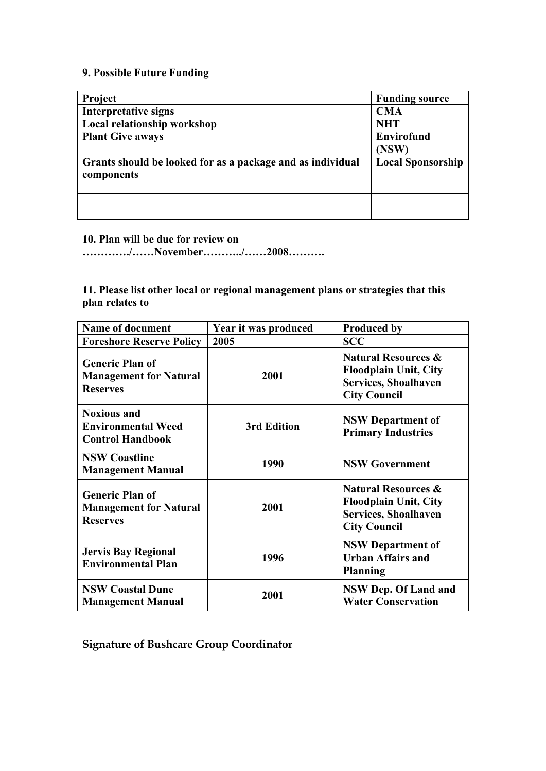**9. Possible Future Funding**

| Project | Funding source |
| --- | --- |
| **Interpretative signs**<br>**Local relationship workshop**<br>**Plant Give aways**<br><br>**Grants should be looked for as a package and as individual components** | **CMA**<br>**NHT**<br>**Envirofund (NSW)**<br>**Local Sponsorship** |
| | |

**10. Plan will be due for review on ………../……November………../……2008……….**

**11. Please list other local or regional management plans or strategies that this plan relates to**

| Name of document | Year it was produced | Produced by |
| --- | --- | --- |
| **Foreshore Reserve Policy** | **2005** | **SCC** |
| **Generic Plan of Management for Natural Reserves** | **2001** | **Natural Resources & Floodplain Unit, City Services, Shoalhaven City Council** |
| **Noxious and Environmental Weed Control Handbook** | **3rd Edition** | **NSW Department of Primary Industries** |
| **NSW Coastline Management Manual** | **1990** | **NSW Government** |
| **Generic Plan of Management for Natural Reserves** | **2001** | **Natural Resources & Floodplain Unit, City Services, Shoalhaven City Council** |
| **Jervis Bay Regional Environmental Plan** | **1996** | **NSW Department of Urban Affairs and Planning** |
| **NSW Coastal Dune Management Manual** | **2001** | **NSW Dep. Of Land and Water Conservation** |

**Signature of Bushcare Group Coordinator** ………………………………………………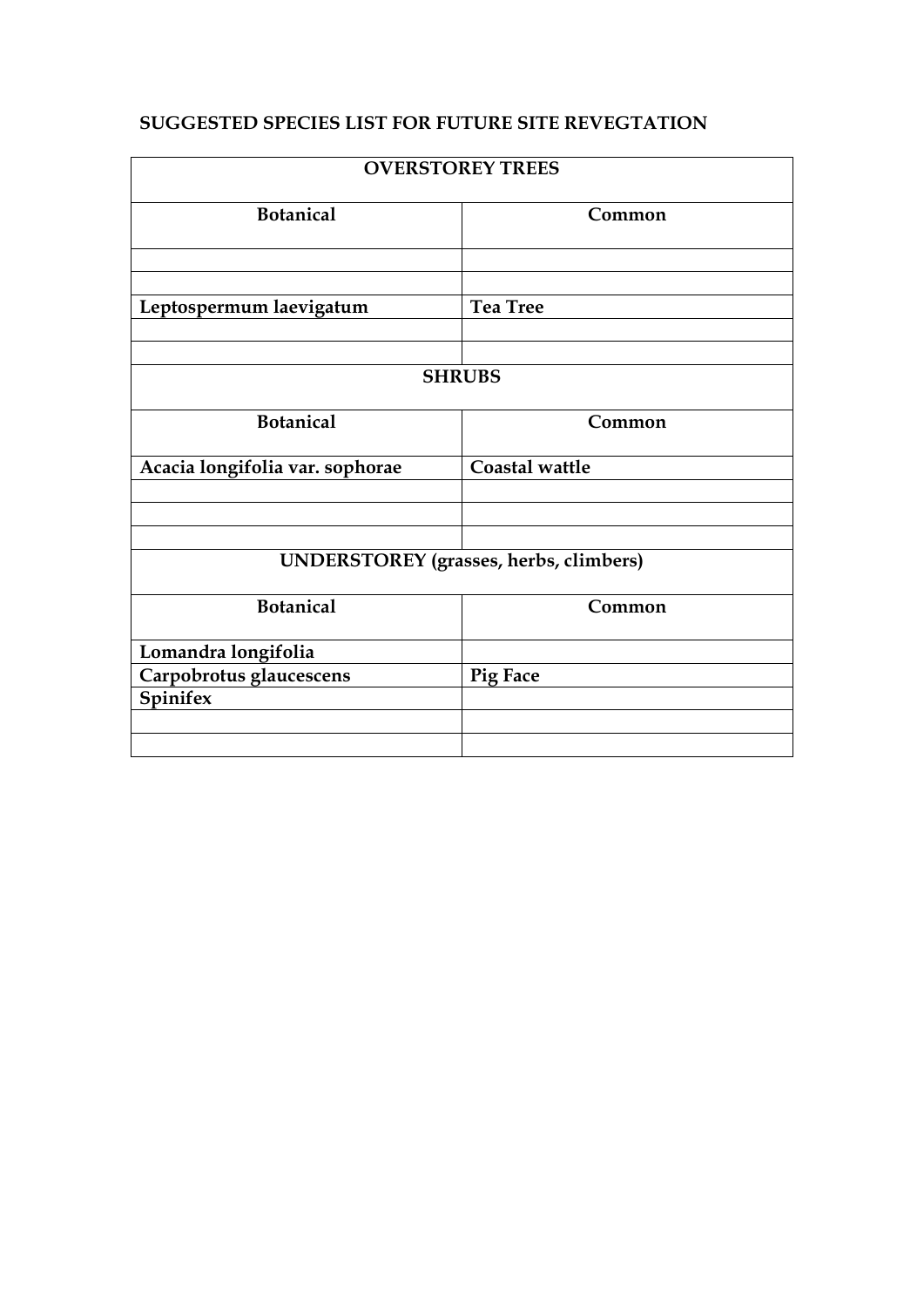**SUGGESTED SPECIES LIST FOR FUTURE SITE REVEGTATION**

| **OVERSTOREY TREES** | |
|---|---|
| **Botanical** | **Common** |
| | |
| | |
| **Leptospermum laevigatum** | **Tea Tree** |
| | |
| | |
| **SHRUBS** | |
| **Botanical** | **Common** |
| **Acacia longifolia var. sophorae** | **Coastal wattle** |
| | |
| | |
| | |
| **UNDERSTOREY (grasses, herbs, climbers)** | |
| **Botanical** | **Common** |
| **Lomandra longifolia** | |
| **Carpobrotus glaucescens** | **Pig Face** |
| **Spinifex** | |
| | |
| | |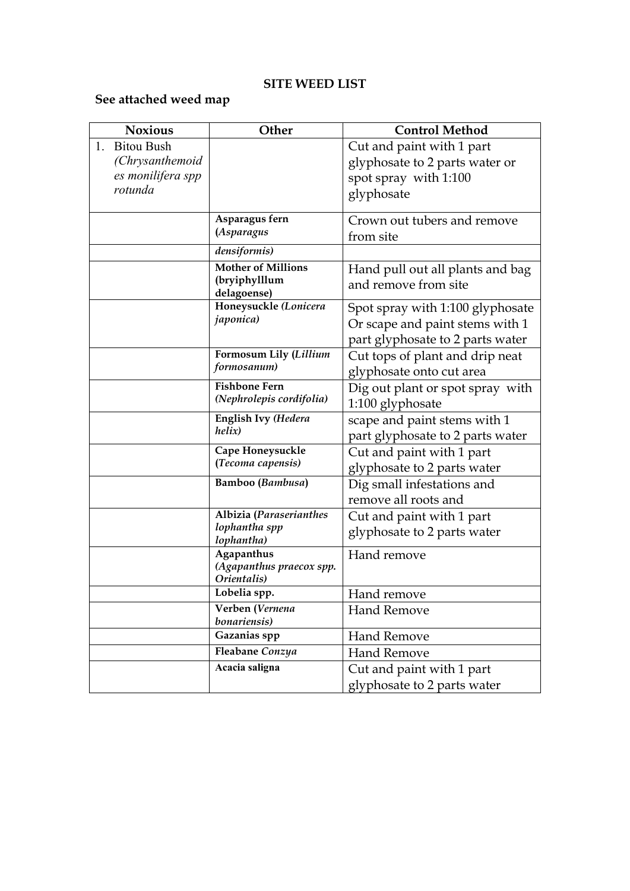**SITE WEED LIST**

**See attached weed map**

| Noxious | Other | Control Method |
|---|---|---|
| 1. Bitou Bush *(Chrysanthemoides monilifera spp rotunda* | | Cut and paint with 1 part glyphosate to 2 parts water or spot spray with 1:100 glyphosate |
| | **Asparagus fern (***Asparagus* | Crown out tubers and remove from site |
| | *densiformis)* | |
| | **Mother of Millions (bryiphylllum delagoense)** | Hand pull out all plants and bag and remove from site |
| | **Honeysuckle** *(Lonicera japonica)* | Spot spray with 1:100 glyphosate Or scape and paint stems with 1 part glyphosate to 2 parts water |
| | **Formosum Lily (***Lillium formosanum)* | Cut tops of plant and drip neat glyphosate onto cut area |
| | **Fishbone Fern** *(Nephrolepis cordifolia)* | Dig out plant or spot spray with 1:100 glyphosate |
| | **English Ivy** *(Hedera helix)* | scape and paint stems with 1 part glyphosate to 2 parts water |
| | **Cape Honeysuckle (***Tecoma capensis)* | Cut and paint with 1 part glyphosate to 2 parts water |
| | **Bamboo (***Bambusa***)** | Dig small infestations and remove all roots and |
| | **Albizia (***Paraserianthes lophantha spp lophantha)* | Cut and paint with 1 part glyphosate to 2 parts water |
| | **Agapanthus** *(Agapanthus praecox spp. Orientalis)* | Hand remove |
| | **Lobelia spp.** | Hand remove |
| | **Verben (***Vernena bonariensis)* | Hand Remove |
| | **Gazanias spp** | Hand Remove |
| | **Fleabane** *Conzya* | Hand Remove |
| | **Acacia saligna** | Cut and paint with 1 part glyphosate to 2 parts water |